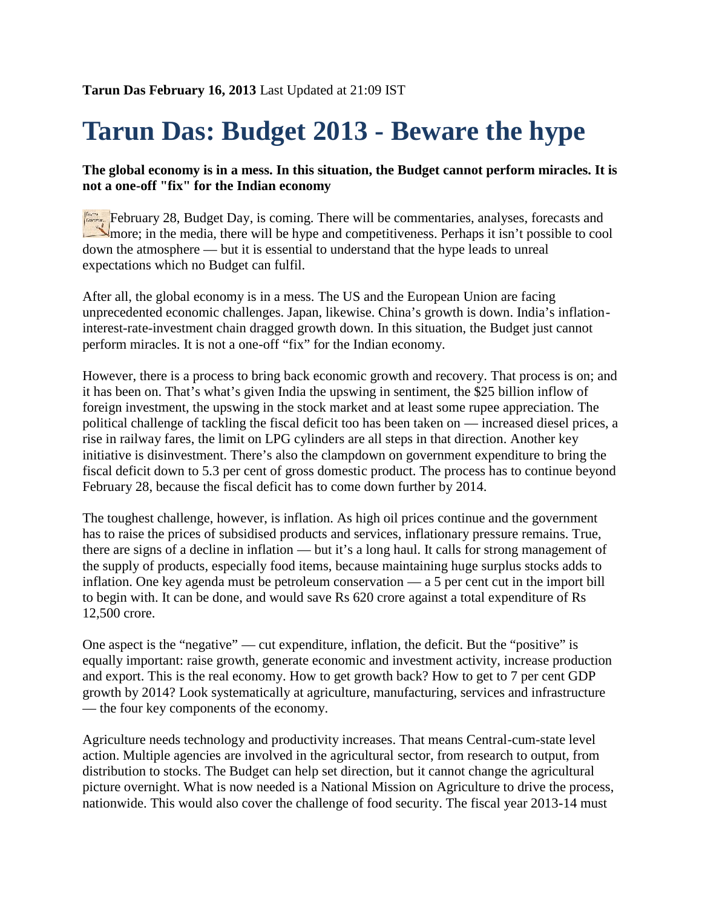**Tarun Das February 16, 2013** Last Updated at 21:09 IST

# Tarun Das: Budget 2013 - Beware the hype

**The global economy is in a mess. In this situation, the Budget cannot perform miracles. It is not a one-off "fix" for the Indian economy**

February 28, Budget Day, is coming. There will be commentaries, analyses, forecasts and more; in the media, there will be hype and competitiveness. Perhaps it isn't possible to cool down the atmosphere — but it is essential to understand that the hype leads to unreal expectations which no Budget can fulfil.

After all, the global economy is in a mess. The US and the European Union are facing unprecedented economic challenges. Japan, likewise. China's growth is down. India's inflation-interest-rate-investment chain dragged growth down. In this situation, the Budget just cannot perform miracles. It is not a one-off "fix" for the Indian economy.

However, there is a process to bring back economic growth and recovery. That process is on; and it has been on. That's what's given India the upswing in sentiment, the $25 billion inflow of foreign investment, the upswing in the stock market and at least some rupee appreciation. The political challenge of tackling the fiscal deficit too has been taken on — increased diesel prices, a rise in railway fares, the limit on LPG cylinders are all steps in that direction. Another key initiative is disinvestment. There's also the clampdown on government expenditure to bring the fiscal deficit down to 5.3 per cent of gross domestic product. The process has to continue beyond February 28, because the fiscal deficit has to come down further by 2014.

The toughest challenge, however, is inflation. As high oil prices continue and the government has to raise the prices of subsidised products and services, inflationary pressure remains. True, there are signs of a decline in inflation — but it's a long haul. It calls for strong management of the supply of products, especially food items, because maintaining huge surplus stocks adds to inflation. One key agenda must be petroleum conservation — a 5 per cent cut in the import bill to begin with. It can be done, and would save Rs 620 crore against a total expenditure of Rs 12,500 crore.

One aspect is the "negative" — cut expenditure, inflation, the deficit. But the "positive" is equally important: raise growth, generate economic and investment activity, increase production and export. This is the real economy. How to get growth back? How to get to 7 per cent GDP growth by 2014? Look systematically at agriculture, manufacturing, services and infrastructure — the four key components of the economy.

Agriculture needs technology and productivity increases. That means Central-cum-state level action. Multiple agencies are involved in the agricultural sector, from research to output, from distribution to stocks. The Budget can help set direction, but it cannot change the agricultural picture overnight. What is now needed is a National Mission on Agriculture to drive the process, nationwide. This would also cover the challenge of food security. The fiscal year 2013-14 must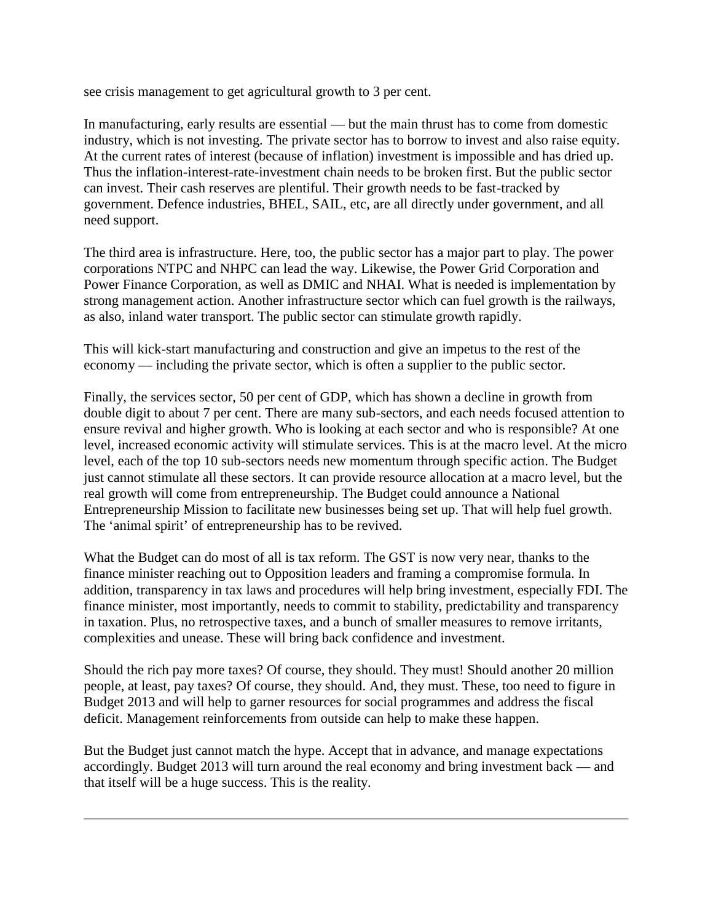see crisis management to get agricultural growth to 3 per cent.

In manufacturing, early results are essential — but the main thrust has to come from domestic industry, which is not investing. The private sector has to borrow to invest and also raise equity. At the current rates of interest (because of inflation) investment is impossible and has dried up. Thus the inflation-interest-rate-investment chain needs to be broken first. But the public sector can invest. Their cash reserves are plentiful. Their growth needs to be fast-tracked by government. Defence industries, BHEL, SAIL, etc, are all directly under government, and all need support.

The third area is infrastructure. Here, too, the public sector has a major part to play. The power corporations NTPC and NHPC can lead the way. Likewise, the Power Grid Corporation and Power Finance Corporation, as well as DMIC and NHAI. What is needed is implementation by strong management action. Another infrastructure sector which can fuel growth is the railways, as also, inland water transport. The public sector can stimulate growth rapidly.

This will kick-start manufacturing and construction and give an impetus to the rest of the economy — including the private sector, which is often a supplier to the public sector.

Finally, the services sector, 50 per cent of GDP, which has shown a decline in growth from double digit to about 7 per cent. There are many sub-sectors, and each needs focused attention to ensure revival and higher growth. Who is looking at each sector and who is responsible? At one level, increased economic activity will stimulate services. This is at the macro level. At the micro level, each of the top 10 sub-sectors needs new momentum through specific action. The Budget just cannot stimulate all these sectors. It can provide resource allocation at a macro level, but the real growth will come from entrepreneurship. The Budget could announce a National Entrepreneurship Mission to facilitate new businesses being set up. That will help fuel growth. The 'animal spirit' of entrepreneurship has to be revived.

What the Budget can do most of all is tax reform. The GST is now very near, thanks to the finance minister reaching out to Opposition leaders and framing a compromise formula. In addition, transparency in tax laws and procedures will help bring investment, especially FDI. The finance minister, most importantly, needs to commit to stability, predictability and transparency in taxation. Plus, no retrospective taxes, and a bunch of smaller measures to remove irritants, complexities and unease. These will bring back confidence and investment.

Should the rich pay more taxes? Of course, they should. They must! Should another 20 million people, at least, pay taxes? Of course, they should. And, they must. These, too need to figure in Budget 2013 and will help to garner resources for social programmes and address the fiscal deficit. Management reinforcements from outside can help to make these happen.

But the Budget just cannot match the hype. Accept that in advance, and manage expectations accordingly. Budget 2013 will turn around the real economy and bring investment back — and that itself will be a huge success. This is the reality.

---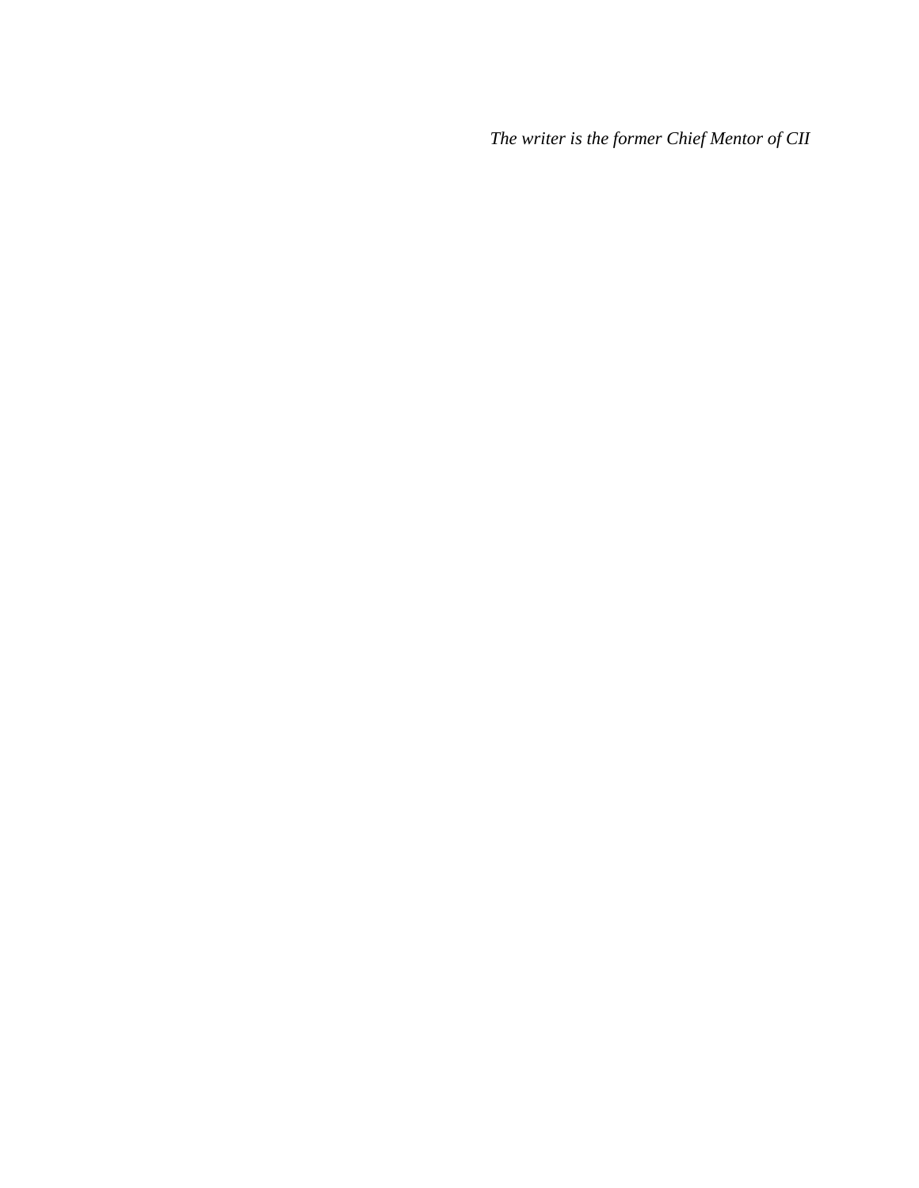*The writer is the former Chief Mentor of CII*